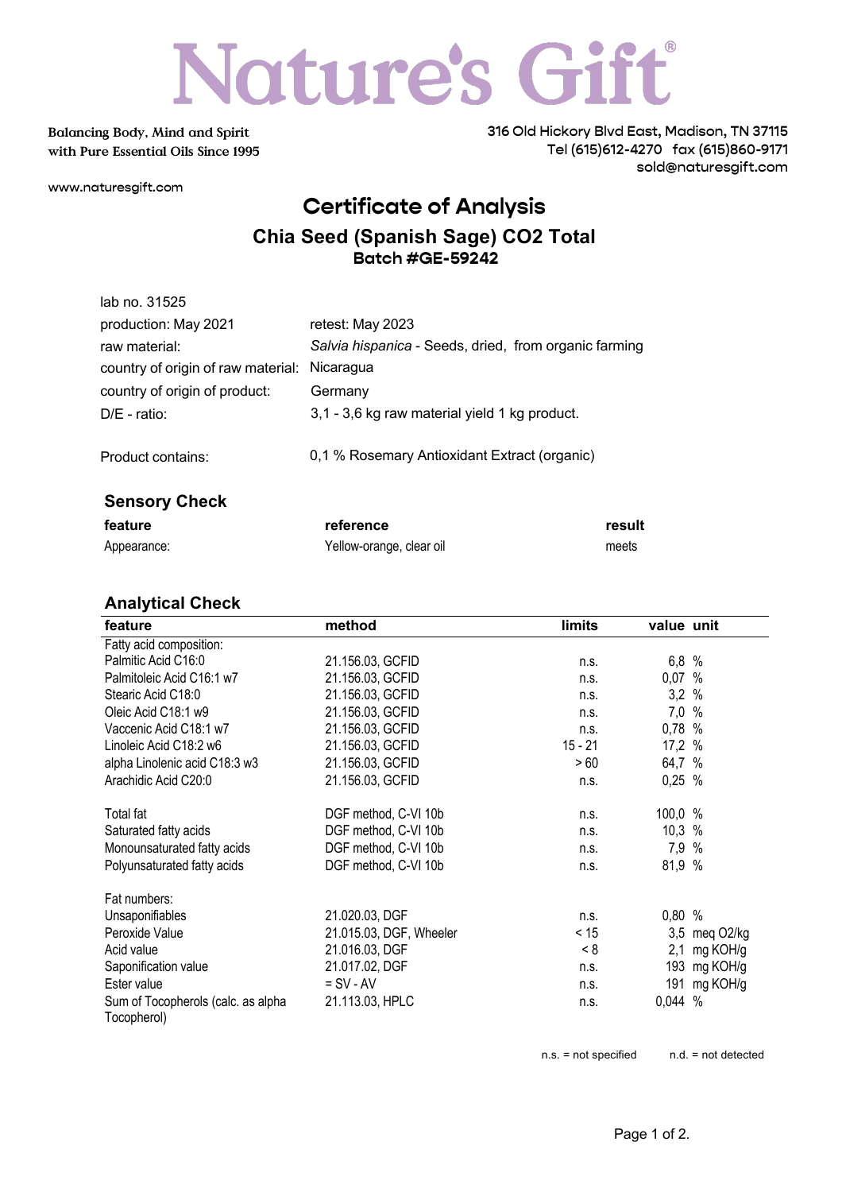# Nature's Gift®

Balancing Body, Mind and Spirit
with Pure Essential Oils Since 1995

316 Old Hickory Blvd East, Madison, TN 37115
Tel (615)612-4270 fax (615)860-9171
sold@naturesgift.com

www.naturesgift.com

## Certificate of Analysis

### Chia Seed (Spanish Sage) CO2 Total

**Batch #GE-59242**

| | |
|---|---|
| lab no. 31525 | |
| production: May 2021 | retest: May 2023 |
| raw material: | *Salvia hispanica* - Seeds, dried, from organic farming |
| country of origin of raw material: | Nicaragua |
| country of origin of product: | Germany |
| D/E - ratio: | 3,1 - 3,6 kg raw material yield 1 kg product. |
| Product contains: | 0,1 % Rosemary Antioxidant Extract (organic) |

### Sensory Check

| feature | reference | result |
|---|---|---|
| Appearance: | Yellow-orange, clear oil | meets |

### Analytical Check

| feature | method | limits | value | unit |
|---|---|---|---|---|
| Fatty acid composition: | | | | |
| Palmitic Acid C16:0 | 21.156.03, GCFID | n.s. | 6,8 | % |
| Palmitoleic Acid C16:1 w7 | 21.156.03, GCFID | n.s. | 0,07 | % |
| Stearic Acid C18:0 | 21.156.03, GCFID | n.s. | 3,2 | % |
| Oleic Acid C18:1 w9 | 21.156.03, GCFID | n.s. | 7,0 | % |
| Vaccenic Acid C18:1 w7 | 21.156.03, GCFID | n.s. | 0,78 | % |
| Linoleic Acid C18:2 w6 | 21.156.03, GCFID | 15 - 21 | 17,2 | % |
| alpha Linolenic acid C18:3 w3 | 21.156.03, GCFID | > 60 | 64,7 | % |
| Arachidic Acid C20:0 | 21.156.03, GCFID | n.s. | 0,25 | % |
| Total fat | DGF method, C-VI 10b | n.s. | 100,0 | % |
| Saturated fatty acids | DGF method, C-VI 10b | n.s. | 10,3 | % |
| Monounsaturated fatty acids | DGF method, C-VI 10b | n.s. | 7,9 | % |
| Polyunsaturated fatty acids | DGF method, C-VI 10b | n.s. | 81,9 | % |
| Fat numbers: | | | | |
| Unsaponifiables | 21.020.03, DGF | n.s. | 0,80 | % |
| Peroxide Value | 21.015.03, DGF, Wheeler | < 15 | 3,5 | meq O2/kg |
| Acid value | 21.016.03, DGF | < 8 | 2,1 | mg KOH/g |
| Saponification value | 21.017.02, DGF | n.s. | 193 | mg KOH/g |
| Ester value | = SV - AV | n.s. | 191 | mg KOH/g |
| Sum of Tocopherols (calc. as alpha Tocopherol) | 21.113.03, HPLC | n.s. | 0,044 | % |

n.s. = not specified    n.d. = not detected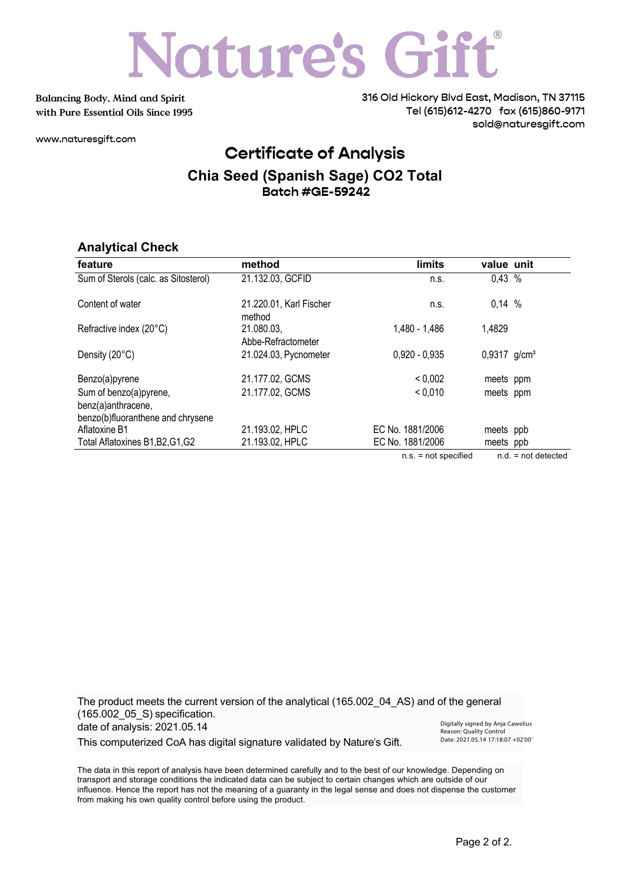# Nature's Gift®

Balancing Body, Mind and Spirit
with Pure Essential Oils Since 1995

316 Old Hickory Blvd East, Madison, TN 37115
Tel (615)612-4270 fax (615)860-9171
sold@naturesgift.com

www.naturesgift.com

## Certificate of Analysis

### Chia Seed (Spanish Sage) CO2 Total

**Batch #GE-59242**

### Analytical Check

| feature | method | limits | value | unit |
|---|---|---|---|---|
| Sum of Sterols (calc. as Sitosterol) | 21.132.03, GCFID | n.s. | 0,43 | % |
| Content of water | 21.220.01, Karl Fischer method | n.s. | 0,14 | % |
| Refractive index (20°C) | 21.080.03, Abbe-Refractometer | 1,480 - 1,486 | 1,4829 | |
| Density (20°C) | 21.024.03, Pycnometer | 0,920 - 0,935 | 0,9317 | g/cm³ |
| Benzo(a)pyrene | 21.177.02, GCMS | < 0,002 | meets | ppm |
| Sum of benzo(a)pyrene, benz(a)anthracene, benzo(b)fluoranthene and chrysene | 21.177.02, GCMS | < 0,010 | meets | ppm |
| Aflatoxine B1 | 21.193.02, HPLC | EC No. 1881/2006 | meets | ppb |
| Total Aflatoxines B1,B2,G1,G2 | 21.193.02, HPLC | EC No. 1881/2006 | meets | ppb |

n.s. = not specified  n.d. = not detected

The product meets the current version of the analytical (165.002_04_AS) and of the general (165.002_05_S) specification.
date of analysis: 2021.05.14
This computerized CoA has digital signature validated by Nature's Gift.

Digitally signed by Anja Cawelius
Reason: Quality Control
Date: 2021.05.14 17:18:07 +02'00'

The data in this report of analysis have been determined carefully and to the best of our knowledge. Depending on transport and storage conditions the indicated data can be subject to certain changes which are outside of our influence. Hence the report has not the meaning of a guaranty in the legal sense and does not dispense the customer from making his own quality control before using the product.